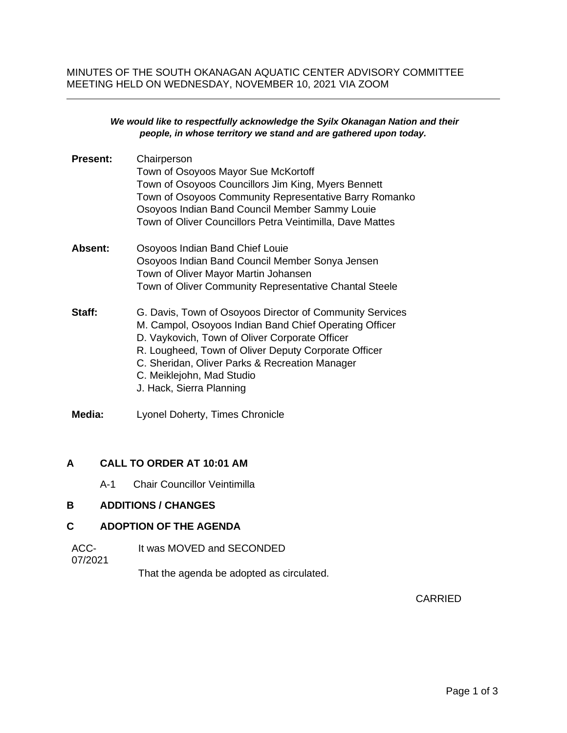MINUTES OF THE SOUTH OKANAGAN AQUATIC CENTER ADVISORY COMMITTEE MEETING HELD ON WEDNESDAY, NOVEMBER 10, 2021 VIA ZOOM

---

***We would like to respectfully acknowledge the Syilx Okanagan Nation and their people, in whose territory we stand and are gathered upon today.***

**Present:** Chairperson
Town of Osoyoos Mayor Sue McKortoff
Town of Osoyoos Councillors Jim King, Myers Bennett
Town of Osoyoos Community Representative Barry Romanko
Osoyoos Indian Band Council Member Sammy Louie
Town of Oliver Councillors Petra Veintimilla, Dave Mattes

**Absent:** Osoyoos Indian Band Chief Louie
Osoyoos Indian Band Council Member Sonya Jensen
Town of Oliver Mayor Martin Johansen
Town of Oliver Community Representative Chantal Steele

**Staff:** G. Davis, Town of Osoyoos Director of Community Services
M. Campol, Osoyoos Indian Band Chief Operating Officer
D. Vaykovich, Town of Oliver Corporate Officer
R. Lougheed, Town of Oliver Deputy Corporate Officer
C. Sheridan, Oliver Parks & Recreation Manager
C. Meiklejohn, Mad Studio
J. Hack, Sierra Planning

**Media:** Lyonel Doherty, Times Chronicle

## A CALL TO ORDER AT 10:01 AM

A-1 Chair Councillor Veintimilla

## B ADDITIONS / CHANGES

## C ADOPTION OF THE AGENDA

ACC-07/2021 It was MOVED and SECONDED

That the agenda be adopted as circulated.

CARRIED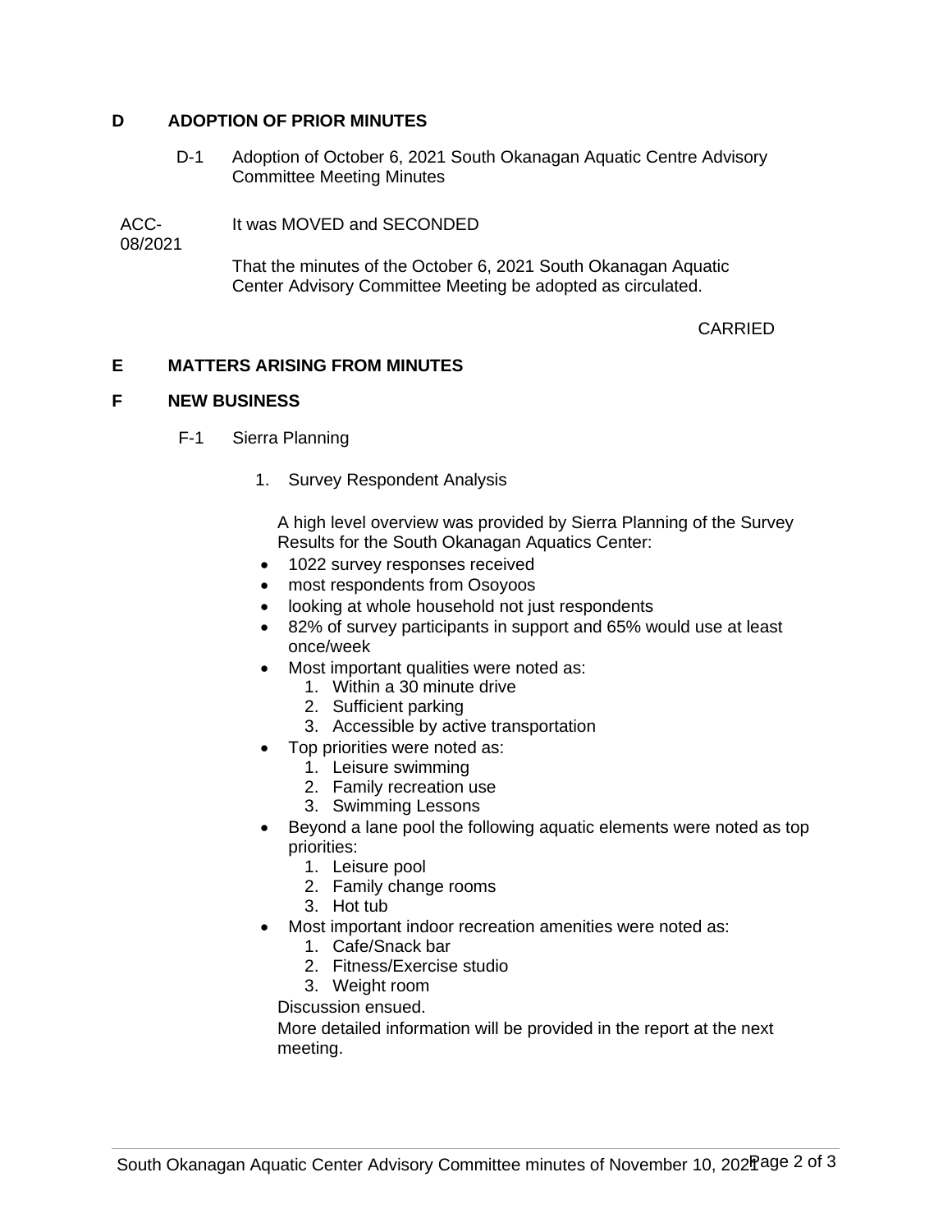## D ADOPTION OF PRIOR MINUTES

D-1 Adoption of October 6, 2021 South Okanagan Aquatic Centre Advisory Committee Meeting Minutes

ACC-08/2021 It was MOVED and SECONDED

That the minutes of the October 6, 2021 South Okanagan Aquatic Center Advisory Committee Meeting be adopted as circulated.

CARRIED

## E MATTERS ARISING FROM MINUTES

## F NEW BUSINESS

F-1 Sierra Planning

1. Survey Respondent Analysis

A high level overview was provided by Sierra Planning of the Survey Results for the South Okanagan Aquatics Center:

- 1022 survey responses received
- most respondents from Osoyoos
- looking at whole household not just respondents
- 82% of survey participants in support and 65% would use at least once/week
- Most important qualities were noted as:
  1. Within a 30 minute drive
  2. Sufficient parking
  3. Accessible by active transportation
- Top priorities were noted as:
  1. Leisure swimming
  2. Family recreation use
  3. Swimming Lessons
- Beyond a lane pool the following aquatic elements were noted as top priorities:
  1. Leisure pool
  2. Family change rooms
  3. Hot tub
- Most important indoor recreation amenities were noted as:
  1. Cafe/Snack bar
  2. Fitness/Exercise studio
  3. Weight room

Discussion ensued.

More detailed information will be provided in the report at the next meeting.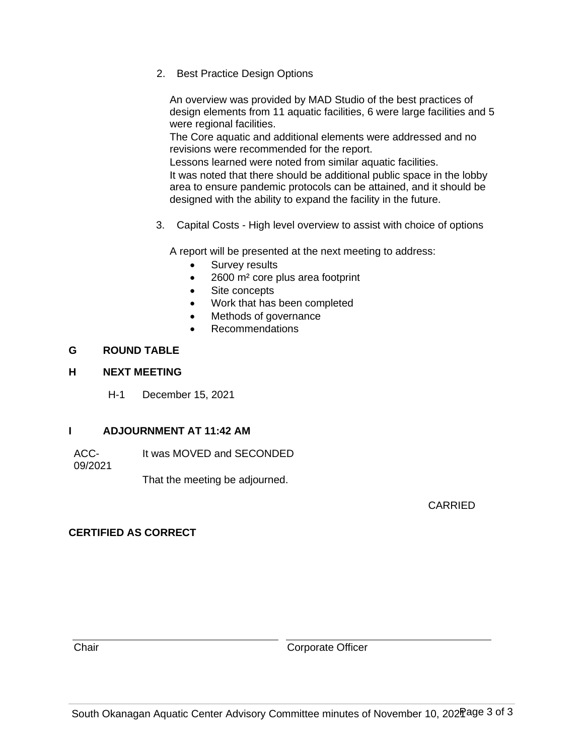2. Best Practice Design Options

   An overview was provided by MAD Studio of the best practices of design elements from 11 aquatic facilities, 6 were large facilities and 5 were regional facilities.

   The Core aquatic and additional elements were addressed and no revisions were recommended for the report.

   Lessons learned were noted from similar aquatic facilities.

   It was noted that there should be additional public space in the lobby area to ensure pandemic protocols can be attained, and it should be designed with the ability to expand the facility in the future.

3. Capital Costs - High level overview to assist with choice of options

   A report will be presented at the next meeting to address:

   - Survey results
   - 2600 m² core plus area footprint
   - Site concepts
   - Work that has been completed
   - Methods of governance
   - Recommendations

## G ROUND TABLE

## H NEXT MEETING

H-1 December 15, 2021

## I ADJOURNMENT AT 11:42 AM

ACC-09/2021 It was MOVED and SECONDED

That the meeting be adjourned.

CARRIED

**CERTIFIED AS CORRECT**

Chair

Corporate Officer